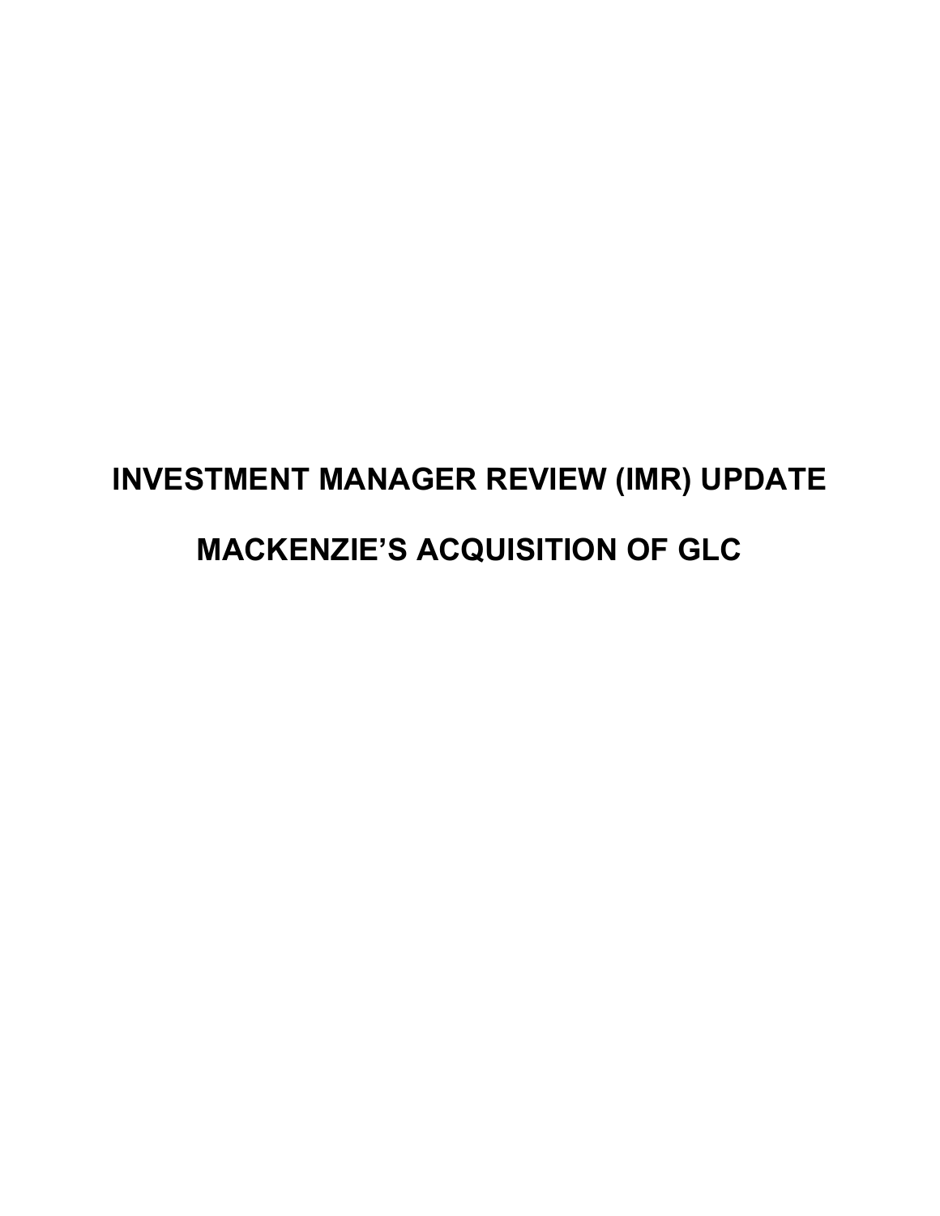# INVESTMENT MANAGER REVIEW (IMR) UPDATE

# MACKENZIE'S ACQUISITION OF GLC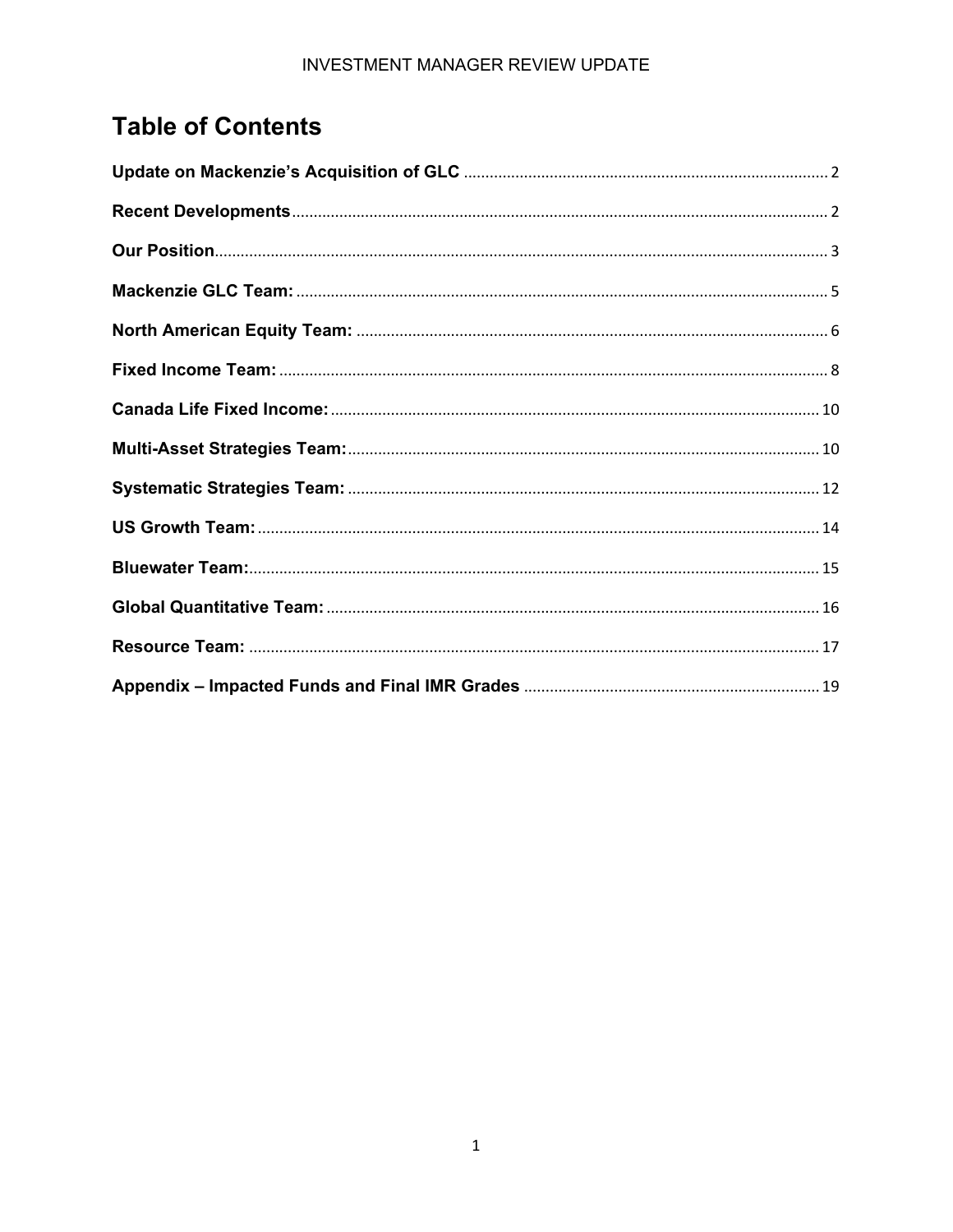# Table of Contents

**Update on Mackenzie's Acquisition of GLC** .......... 2

**Recent Developments** .......... 2

**Our Position** .......... 3

**Mackenzie GLC Team:** .......... 5

**North American Equity Team:** .......... 6

**Fixed Income Team:** .......... 8

**Canada Life Fixed Income:** .......... 10

**Multi-Asset Strategies Team:** .......... 10

**Systematic Strategies Team:** .......... 12

**US Growth Team:** .......... 14

**Bluewater Team:** .......... 15

**Global Quantitative Team:** .......... 16

**Resource Team:** .......... 17

**Appendix – Impacted Funds and Final IMR Grades** .......... 19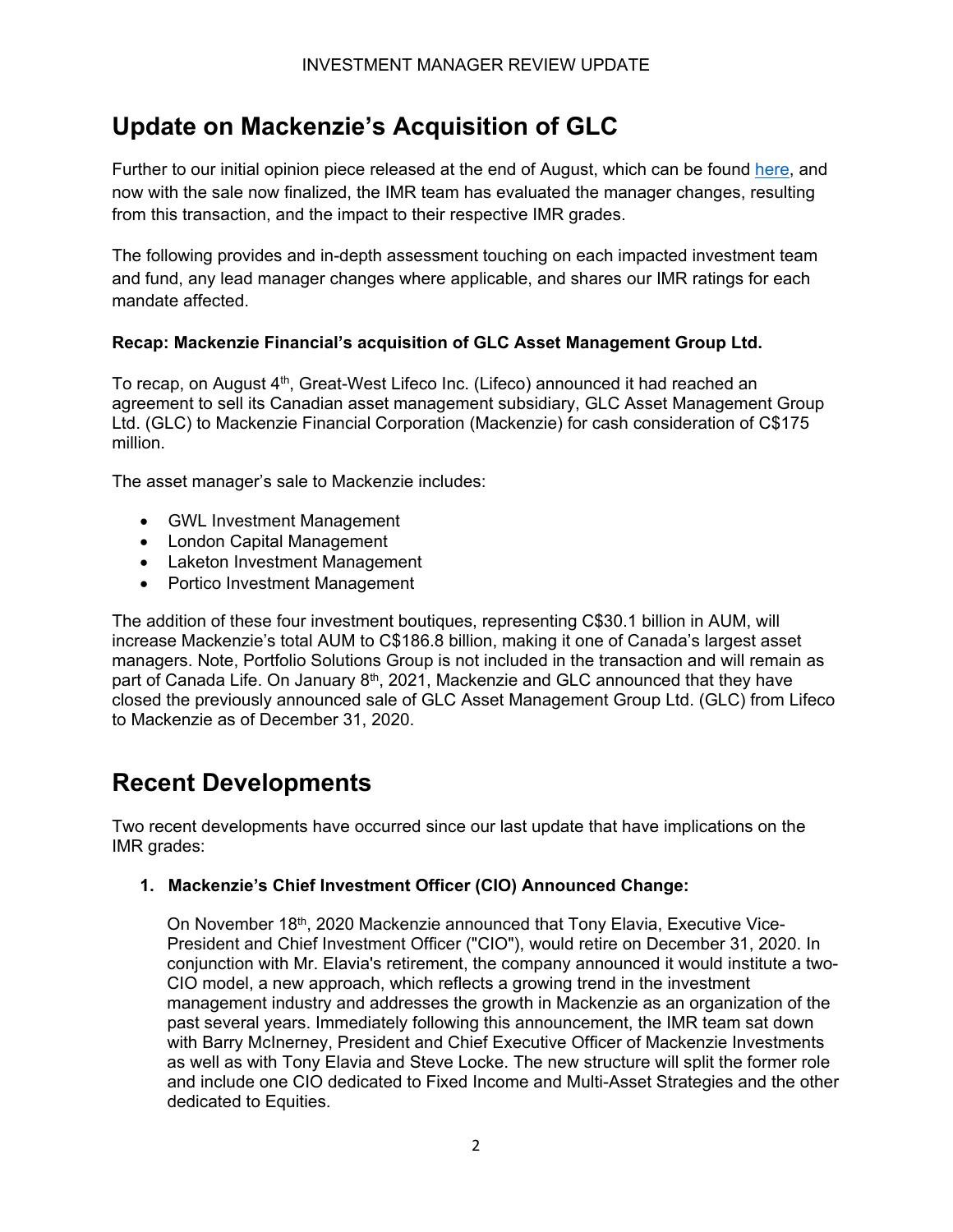# Update on Mackenzie's Acquisition of GLC

Further to our initial opinion piece released at the end of August, which can be found [here](), and now with the sale now finalized, the IMR team has evaluated the manager changes, resulting from this transaction, and the impact to their respective IMR grades.

The following provides and in-depth assessment touching on each impacted investment team and fund, any lead manager changes where applicable, and shares our IMR ratings for each mandate affected.

**Recap: Mackenzie Financial's acquisition of GLC Asset Management Group Ltd.**

To recap, on August 4th, Great-West Lifeco Inc. (Lifeco) announced it had reached an agreement to sell its Canadian asset management subsidiary, GLC Asset Management Group Ltd. (GLC) to Mackenzie Financial Corporation (Mackenzie) for cash consideration of C$175 million.

The asset manager's sale to Mackenzie includes:

- GWL Investment Management
- London Capital Management
- Laketon Investment Management
- Portico Investment Management

The addition of these four investment boutiques, representing C$30.1 billion in AUM, will increase Mackenzie's total AUM to C$186.8 billion, making it one of Canada's largest asset managers. Note, Portfolio Solutions Group is not included in the transaction and will remain as part of Canada Life. On January 8th, 2021, Mackenzie and GLC announced that they have closed the previously announced sale of GLC Asset Management Group Ltd. (GLC) from Lifeco to Mackenzie as of December 31, 2020.

# Recent Developments

Two recent developments have occurred since our last update that have implications on the IMR grades:

1. **Mackenzie's Chief Investment Officer (CIO) Announced Change:**

   On November 18th, 2020 Mackenzie announced that Tony Elavia, Executive Vice-President and Chief Investment Officer ("CIO"), would retire on December 31, 2020. In conjunction with Mr. Elavia's retirement, the company announced it would institute a two-CIO model, a new approach, which reflects a growing trend in the investment management industry and addresses the growth in Mackenzie as an organization of the past several years. Immediately following this announcement, the IMR team sat down with Barry McInerney, President and Chief Executive Officer of Mackenzie Investments as well as with Tony Elavia and Steve Locke. The new structure will split the former role and include one CIO dedicated to Fixed Income and Multi-Asset Strategies and the other dedicated to Equities.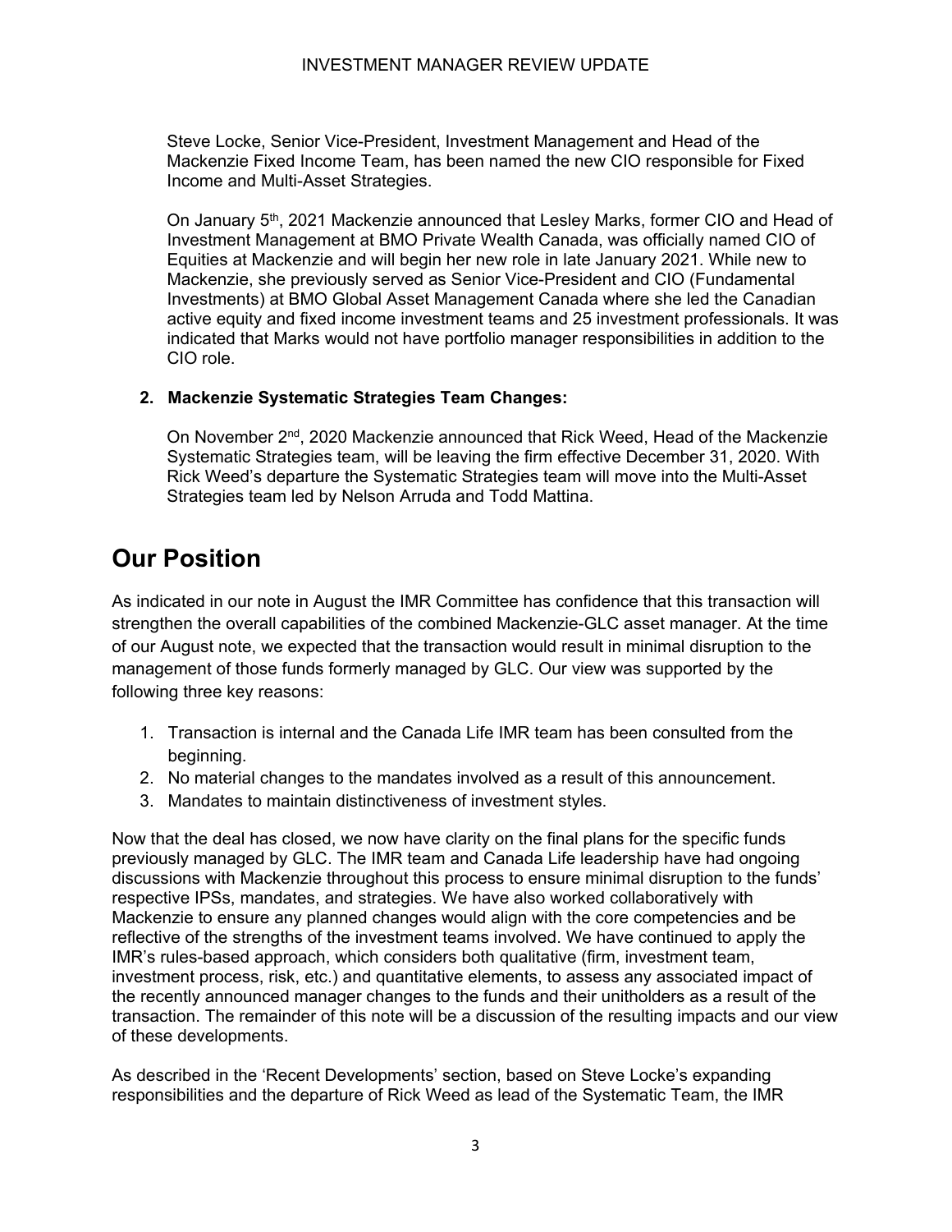Steve Locke, Senior Vice-President, Investment Management and Head of the Mackenzie Fixed Income Team, has been named the new CIO responsible for Fixed Income and Multi-Asset Strategies.

On January 5th, 2021 Mackenzie announced that Lesley Marks, former CIO and Head of Investment Management at BMO Private Wealth Canada, was officially named CIO of Equities at Mackenzie and will begin her new role in late January 2021. While new to Mackenzie, she previously served as Senior Vice-President and CIO (Fundamental Investments) at BMO Global Asset Management Canada where she led the Canadian active equity and fixed income investment teams and 25 investment professionals. It was indicated that Marks would not have portfolio manager responsibilities in addition to the CIO role.

2. **Mackenzie Systematic Strategies Team Changes:**

   On November 2nd, 2020 Mackenzie announced that Rick Weed, Head of the Mackenzie Systematic Strategies team, will be leaving the firm effective December 31, 2020. With Rick Weed's departure the Systematic Strategies team will move into the Multi-Asset Strategies team led by Nelson Arruda and Todd Mattina.

# Our Position

As indicated in our note in August the IMR Committee has confidence that this transaction will strengthen the overall capabilities of the combined Mackenzie-GLC asset manager. At the time of our August note, we expected that the transaction would result in minimal disruption to the management of those funds formerly managed by GLC. Our view was supported by the following three key reasons:

1. Transaction is internal and the Canada Life IMR team has been consulted from the beginning.
2. No material changes to the mandates involved as a result of this announcement.
3. Mandates to maintain distinctiveness of investment styles.

Now that the deal has closed, we now have clarity on the final plans for the specific funds previously managed by GLC. The IMR team and Canada Life leadership have had ongoing discussions with Mackenzie throughout this process to ensure minimal disruption to the funds' respective IPSs, mandates, and strategies. We have also worked collaboratively with Mackenzie to ensure any planned changes would align with the core competencies and be reflective of the strengths of the investment teams involved. We have continued to apply the IMR's rules-based approach, which considers both qualitative (firm, investment team, investment process, risk, etc.) and quantitative elements, to assess any associated impact of the recently announced manager changes to the funds and their unitholders as a result of the transaction. The remainder of this note will be a discussion of the resulting impacts and our view of these developments.

As described in the 'Recent Developments' section, based on Steve Locke's expanding responsibilities and the departure of Rick Weed as lead of the Systematic Team, the IMR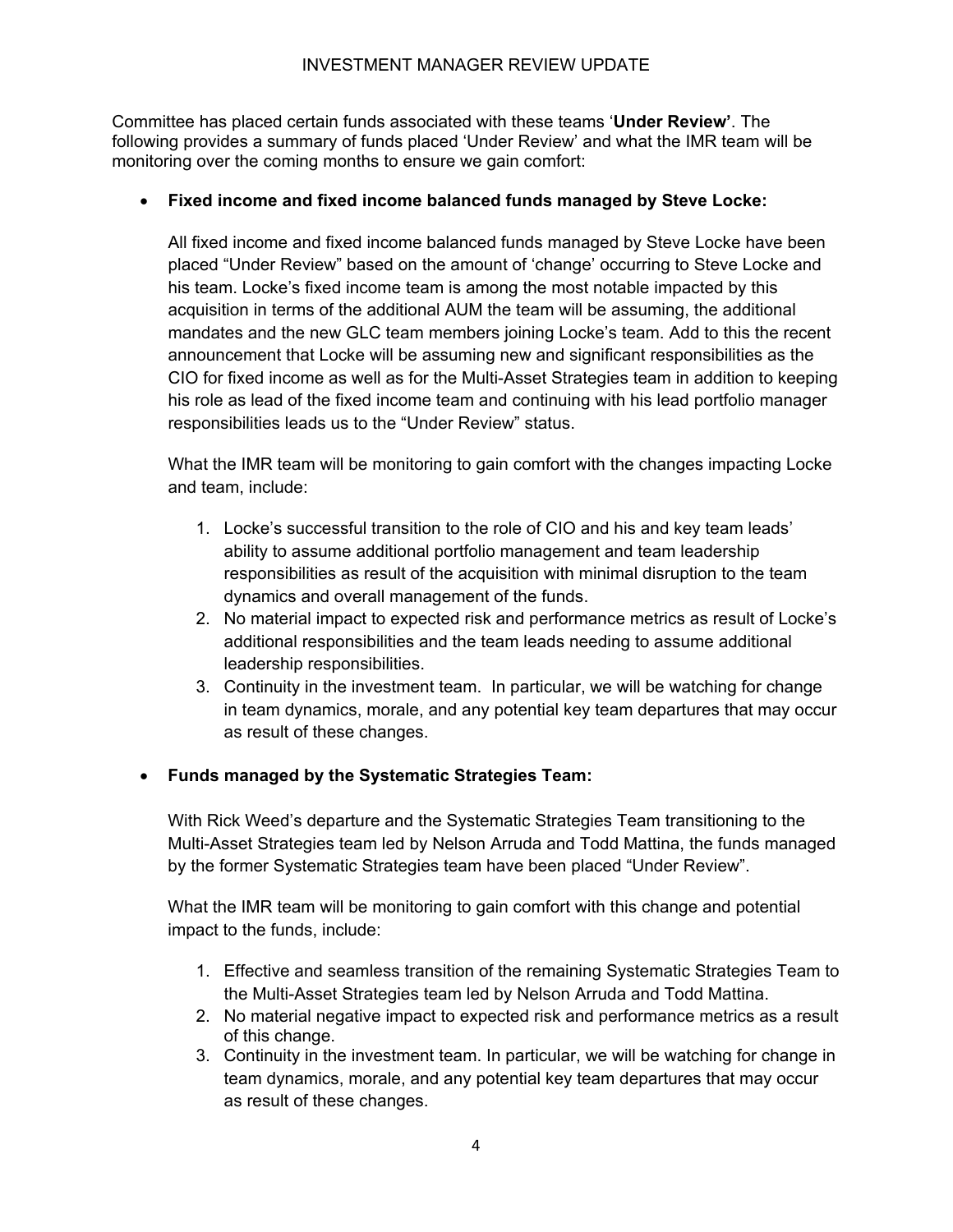Committee has placed certain funds associated with these teams '**Under Review'**. The following provides a summary of funds placed 'Under Review' and what the IMR team will be monitoring over the coming months to ensure we gain comfort:

- **Fixed income and fixed income balanced funds managed by Steve Locke:**

  All fixed income and fixed income balanced funds managed by Steve Locke have been placed "Under Review" based on the amount of 'change' occurring to Steve Locke and his team. Locke's fixed income team is among the most notable impacted by this acquisition in terms of the additional AUM the team will be assuming, the additional mandates and the new GLC team members joining Locke's team. Add to this the recent announcement that Locke will be assuming new and significant responsibilities as the CIO for fixed income as well as for the Multi-Asset Strategies team in addition to keeping his role as lead of the fixed income team and continuing with his lead portfolio manager responsibilities leads us to the "Under Review" status.

  What the IMR team will be monitoring to gain comfort with the changes impacting Locke and team, include:

  1. Locke's successful transition to the role of CIO and his and key team leads' ability to assume additional portfolio management and team leadership responsibilities as result of the acquisition with minimal disruption to the team dynamics and overall management of the funds.
  2. No material impact to expected risk and performance metrics as result of Locke's additional responsibilities and the team leads needing to assume additional leadership responsibilities.
  3. Continuity in the investment team. In particular, we will be watching for change in team dynamics, morale, and any potential key team departures that may occur as result of these changes.

- **Funds managed by the Systematic Strategies Team:**

  With Rick Weed's departure and the Systematic Strategies Team transitioning to the Multi-Asset Strategies team led by Nelson Arruda and Todd Mattina, the funds managed by the former Systematic Strategies team have been placed "Under Review".

  What the IMR team will be monitoring to gain comfort with this change and potential impact to the funds, include:

  1. Effective and seamless transition of the remaining Systematic Strategies Team to the Multi-Asset Strategies team led by Nelson Arruda and Todd Mattina.
  2. No material negative impact to expected risk and performance metrics as a result of this change.
  3. Continuity in the investment team. In particular, we will be watching for change in team dynamics, morale, and any potential key team departures that may occur as result of these changes.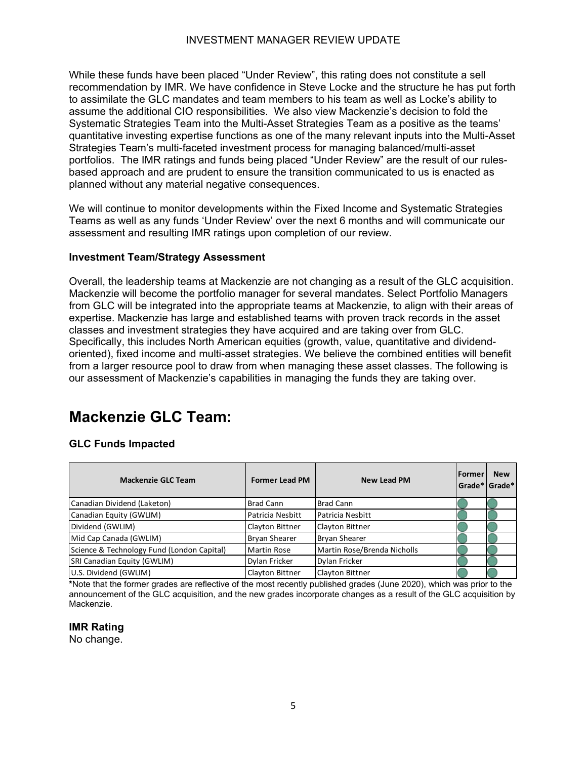While these funds have been placed “Under Review”, this rating does not constitute a sell recommendation by IMR. We have confidence in Steve Locke and the structure he has put forth to assimilate the GLC mandates and team members to his team as well as Locke’s ability to assume the additional CIO responsibilities. We also view Mackenzie’s decision to fold the Systematic Strategies Team into the Multi-Asset Strategies Team as a positive as the teams’ quantitative investing expertise functions as one of the many relevant inputs into the Multi-Asset Strategies Team’s multi-faceted investment process for managing balanced/multi-asset portfolios. The IMR ratings and funds being placed “Under Review” are the result of our rules-based approach and are prudent to ensure the transition communicated to us is enacted as planned without any material negative consequences.

We will continue to monitor developments within the Fixed Income and Systematic Strategies Teams as well as any funds ‘Under Review’ over the next 6 months and will communicate our assessment and resulting IMR ratings upon completion of our review.

### Investment Team/Strategy Assessment

Overall, the leadership teams at Mackenzie are not changing as a result of the GLC acquisition. Mackenzie will become the portfolio manager for several mandates. Select Portfolio Managers from GLC will be integrated into the appropriate teams at Mackenzie, to align with their areas of expertise. Mackenzie has large and established teams with proven track records in the asset classes and investment strategies they have acquired and are taking over from GLC. Specifically, this includes North American equities (growth, value, quantitative and dividend-oriented), fixed income and multi-asset strategies. We believe the combined entities will benefit from a larger resource pool to draw from when managing these asset classes. The following is our assessment of Mackenzie’s capabilities in managing the funds they are taking over.

# Mackenzie GLC Team:

### GLC Funds Impacted

| Mackenzie GLC Team | Former Lead PM | New Lead PM | Former Grade* | New Grade* |
|---|---|---|---|---|
| Canadian Dividend (Laketon) | Brad Cann | Brad Cann | ● | ● |
| Canadian Equity (GWLIM) | Patricia Nesbitt | Patricia Nesbitt | ● | ● |
| Dividend (GWLIM) | Clayton Bittner | Clayton Bittner | ● | ● |
| Mid Cap Canada (GWLIM) | Bryan Shearer | Bryan Shearer | ● | ● |
| Science & Technology Fund (London Capital) | Martin Rose | Martin Rose/Brenda Nicholls | ● | ● |
| SRI Canadian Equity (GWLIM) | Dylan Fricker | Dylan Fricker | ● | ● |
| U.S. Dividend (GWLIM) | Clayton Bittner | Clayton Bittner | ● | ● |

*Note that the former grades are reflective of the most recently published grades (June 2020), which was prior to the announcement of the GLC acquisition, and the new grades incorporate changes as a result of the GLC acquisition by Mackenzie.

### IMR Rating

No change.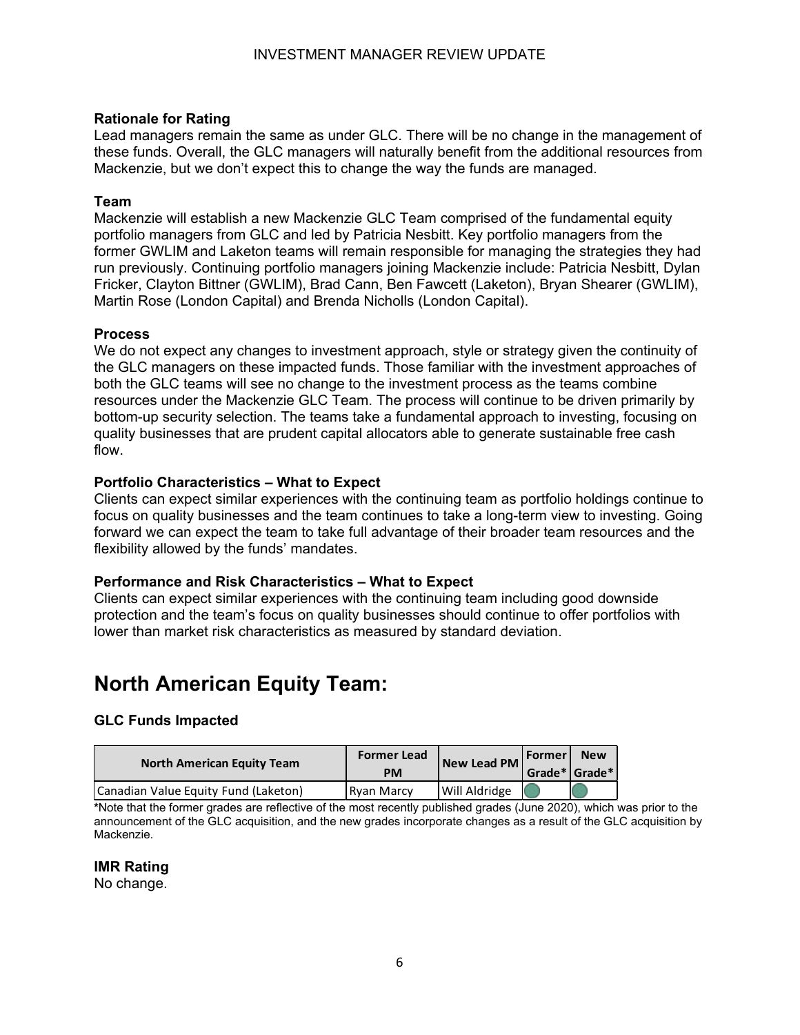**Rationale for Rating**

Lead managers remain the same as under GLC. There will be no change in the management of these funds. Overall, the GLC managers will naturally benefit from the additional resources from Mackenzie, but we don't expect this to change the way the funds are managed.

**Team**

Mackenzie will establish a new Mackenzie GLC Team comprised of the fundamental equity portfolio managers from GLC and led by Patricia Nesbitt. Key portfolio managers from the former GWLIM and Laketon teams will remain responsible for managing the strategies they had run previously. Continuing portfolio managers joining Mackenzie include: Patricia Nesbitt, Dylan Fricker, Clayton Bittner (GWLIM), Brad Cann, Ben Fawcett (Laketon), Bryan Shearer (GWLIM), Martin Rose (London Capital) and Brenda Nicholls (London Capital).

**Process**

We do not expect any changes to investment approach, style or strategy given the continuity of the GLC managers on these impacted funds. Those familiar with the investment approaches of both the GLC teams will see no change to the investment process as the teams combine resources under the Mackenzie GLC Team. The process will continue to be driven primarily by bottom-up security selection. The teams take a fundamental approach to investing, focusing on quality businesses that are prudent capital allocators able to generate sustainable free cash flow.

**Portfolio Characteristics – What to Expect**

Clients can expect similar experiences with the continuing team as portfolio holdings continue to focus on quality businesses and the team continues to take a long-term view to investing. Going forward we can expect the team to take full advantage of their broader team resources and the flexibility allowed by the funds' mandates.

**Performance and Risk Characteristics – What to Expect**

Clients can expect similar experiences with the continuing team including good downside protection and the team's focus on quality businesses should continue to offer portfolios with lower than market risk characteristics as measured by standard deviation.

# North American Equity Team:

**GLC Funds Impacted**

| North American Equity Team | Former Lead PM | New Lead PM | Former Grade* | New Grade* |
|---|---|---|---|---|
| Canadian Value Equity Fund (Laketon) | Ryan Marcy | Will Aldridge | ● | ● |

***Note that the former grades are reflective of the most recently published grades (June 2020), which was prior to the announcement of the GLC acquisition, and the new grades incorporate changes as a result of the GLC acquisition by Mackenzie.**

**IMR Rating**

No change.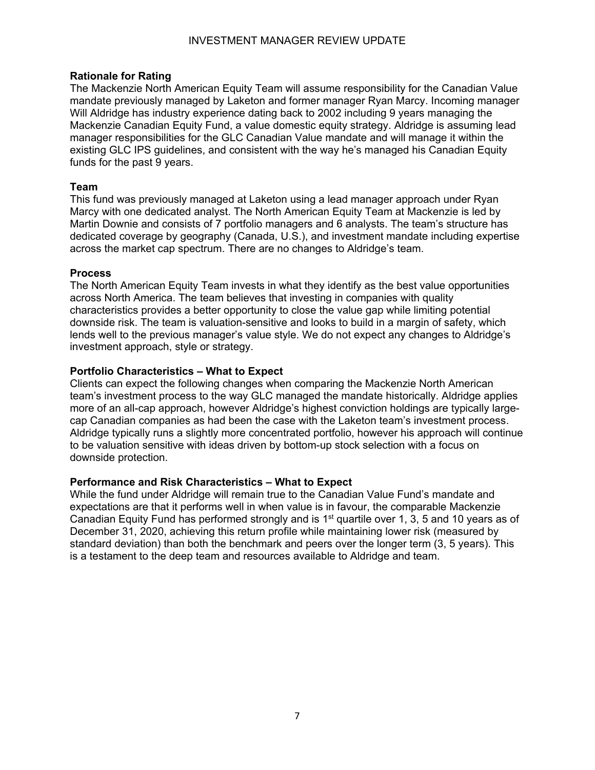### Rationale for Rating

The Mackenzie North American Equity Team will assume responsibility for the Canadian Value mandate previously managed by Laketon and former manager Ryan Marcy. Incoming manager Will Aldridge has industry experience dating back to 2002 including 9 years managing the Mackenzie Canadian Equity Fund, a value domestic equity strategy. Aldridge is assuming lead manager responsibilities for the GLC Canadian Value mandate and will manage it within the existing GLC IPS guidelines, and consistent with the way he's managed his Canadian Equity funds for the past 9 years.

### Team

This fund was previously managed at Laketon using a lead manager approach under Ryan Marcy with one dedicated analyst. The North American Equity Team at Mackenzie is led by Martin Downie and consists of 7 portfolio managers and 6 analysts. The team's structure has dedicated coverage by geography (Canada, U.S.), and investment mandate including expertise across the market cap spectrum. There are no changes to Aldridge's team.

### Process

The North American Equity Team invests in what they identify as the best value opportunities across North America. The team believes that investing in companies with quality characteristics provides a better opportunity to close the value gap while limiting potential downside risk. The team is valuation-sensitive and looks to build in a margin of safety, which lends well to the previous manager's value style. We do not expect any changes to Aldridge's investment approach, style or strategy.

### Portfolio Characteristics – What to Expect

Clients can expect the following changes when comparing the Mackenzie North American team's investment process to the way GLC managed the mandate historically. Aldridge applies more of an all-cap approach, however Aldridge's highest conviction holdings are typically large-cap Canadian companies as had been the case with the Laketon team's investment process. Aldridge typically runs a slightly more concentrated portfolio, however his approach will continue to be valuation sensitive with ideas driven by bottom-up stock selection with a focus on downside protection.

### Performance and Risk Characteristics – What to Expect

While the fund under Aldridge will remain true to the Canadian Value Fund's mandate and expectations are that it performs well in when value is in favour, the comparable Mackenzie Canadian Equity Fund has performed strongly and is 1st quartile over 1, 3, 5 and 10 years as of December 31, 2020, achieving this return profile while maintaining lower risk (measured by standard deviation) than both the benchmark and peers over the longer term (3, 5 years). This is a testament to the deep team and resources available to Aldridge and team.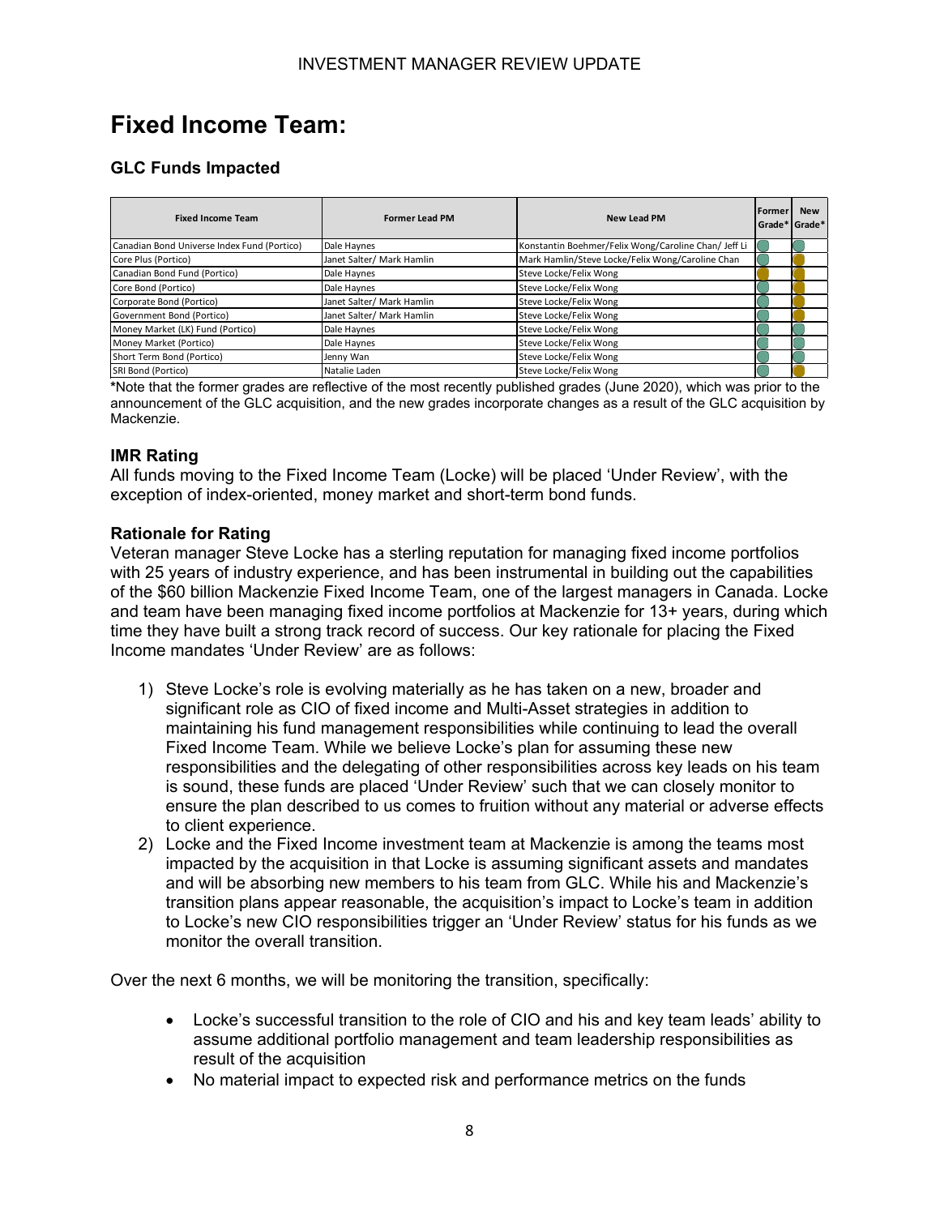# Fixed Income Team:

### GLC Funds Impacted

| Fixed Income Team | Former Lead PM | New Lead PM | Former Grade* | New Grade* |
|---|---|---|---|---|
| Canadian Bond Universe Index Fund (Portico) | Dale Haynes | Konstantin Boehmer/Felix Wong/Caroline Chan/ Jeff Li | Green | Green |
| Core Plus (Portico) | Janet Salter/ Mark Hamlin | Mark Hamlin/Steve Locke/Felix Wong/Caroline Chan | Green | Amber |
| Canadian Bond Fund (Portico) | Dale Haynes | Steve Locke/Felix Wong | Amber | Amber |
| Core Bond (Portico) | Dale Haynes | Steve Locke/Felix Wong | Green | Amber |
| Corporate Bond (Portico) | Janet Salter/ Mark Hamlin | Steve Locke/Felix Wong | Green | Amber |
| Government Bond (Portico) | Janet Salter/ Mark Hamlin | Steve Locke/Felix Wong | Green | Amber |
| Money Market (LK) Fund (Portico) | Dale Haynes | Steve Locke/Felix Wong | Green | Green |
| Money Market (Portico) | Dale Haynes | Steve Locke/Felix Wong | Green | Green |
| Short Term Bond (Portico) | Jenny Wan | Steve Locke/Felix Wong | Green | Green |
| SRI Bond (Portico) | Natalie Laden | Steve Locke/Felix Wong | Green | Amber |

*Note that the former grades are reflective of the most recently published grades (June 2020), which was prior to the announcement of the GLC acquisition, and the new grades incorporate changes as a result of the GLC acquisition by Mackenzie.

### IMR Rating

All funds moving to the Fixed Income Team (Locke) will be placed 'Under Review', with the exception of index-oriented, money market and short-term bond funds.

### Rationale for Rating

Veteran manager Steve Locke has a sterling reputation for managing fixed income portfolios with 25 years of industry experience, and has been instrumental in building out the capabilities of the $60 billion Mackenzie Fixed Income Team, one of the largest managers in Canada. Locke and team have been managing fixed income portfolios at Mackenzie for 13+ years, during which time they have built a strong track record of success. Our key rationale for placing the Fixed Income mandates 'Under Review' are as follows:

1) Steve Locke's role is evolving materially as he has taken on a new, broader and significant role as CIO of fixed income and Multi-Asset strategies in addition to maintaining his fund management responsibilities while continuing to lead the overall Fixed Income Team. While we believe Locke's plan for assuming these new responsibilities and the delegating of other responsibilities across key leads on his team is sound, these funds are placed 'Under Review' such that we can closely monitor to ensure the plan described to us comes to fruition without any material or adverse effects to client experience.
2) Locke and the Fixed Income investment team at Mackenzie is among the teams most impacted by the acquisition in that Locke is assuming significant assets and mandates and will be absorbing new members to his team from GLC. While his and Mackenzie's transition plans appear reasonable, the acquisition's impact to Locke's team in addition to Locke's new CIO responsibilities trigger an 'Under Review' status for his funds as we monitor the overall transition.

Over the next 6 months, we will be monitoring the transition, specifically:

- Locke's successful transition to the role of CIO and his and key team leads' ability to assume additional portfolio management and team leadership responsibilities as result of the acquisition
- No material impact to expected risk and performance metrics on the funds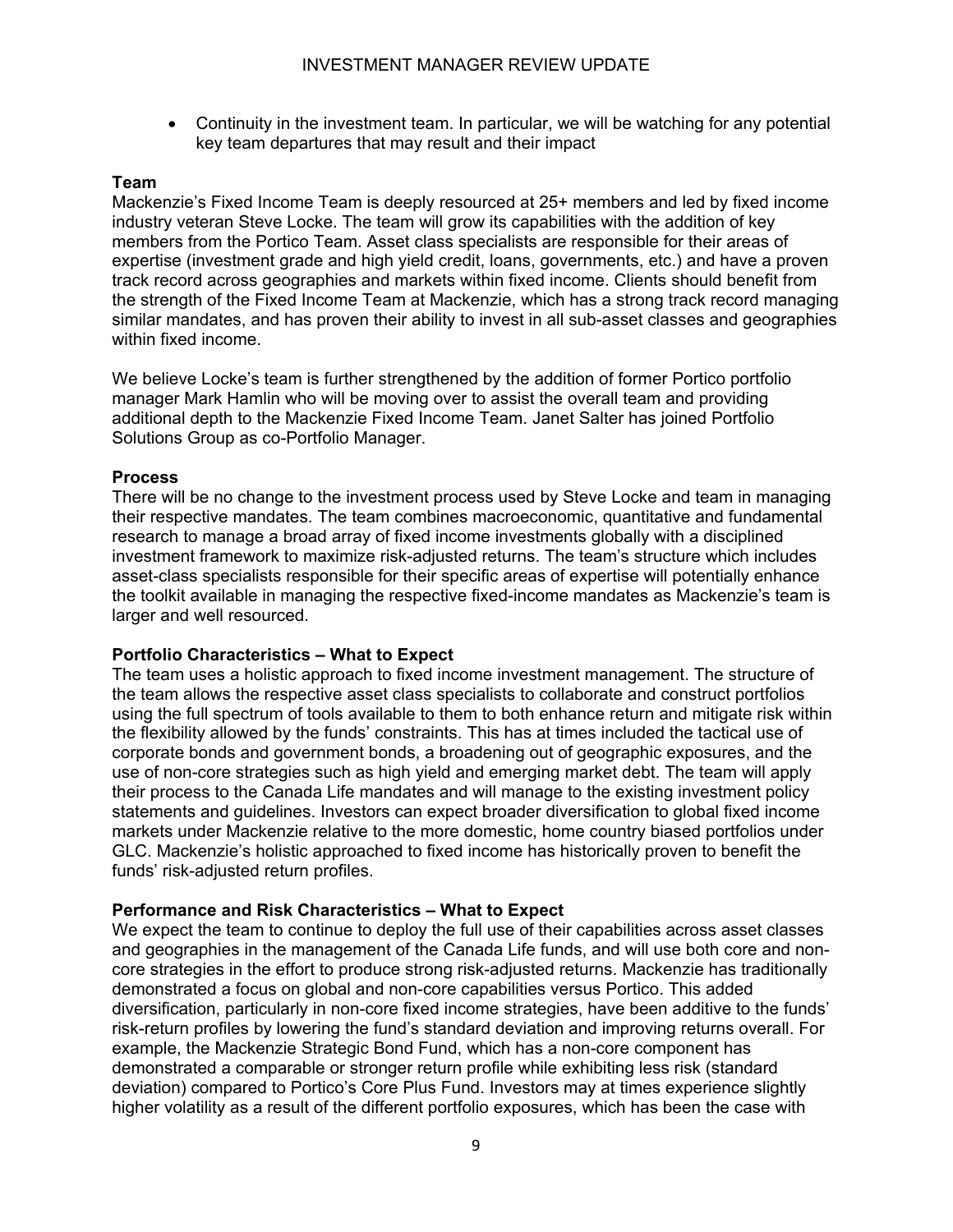- Continuity in the investment team. In particular, we will be watching for any potential key team departures that may result and their impact

**Team**

Mackenzie's Fixed Income Team is deeply resourced at 25+ members and led by fixed income industry veteran Steve Locke. The team will grow its capabilities with the addition of key members from the Portico Team. Asset class specialists are responsible for their areas of expertise (investment grade and high yield credit, loans, governments, etc.) and have a proven track record across geographies and markets within fixed income. Clients should benefit from the strength of the Fixed Income Team at Mackenzie, which has a strong track record managing similar mandates, and has proven their ability to invest in all sub-asset classes and geographies within fixed income.

We believe Locke's team is further strengthened by the addition of former Portico portfolio manager Mark Hamlin who will be moving over to assist the overall team and providing additional depth to the Mackenzie Fixed Income Team. Janet Salter has joined Portfolio Solutions Group as co-Portfolio Manager.

**Process**

There will be no change to the investment process used by Steve Locke and team in managing their respective mandates. The team combines macroeconomic, quantitative and fundamental research to manage a broad array of fixed income investments globally with a disciplined investment framework to maximize risk-adjusted returns. The team's structure which includes asset-class specialists responsible for their specific areas of expertise will potentially enhance the toolkit available in managing the respective fixed-income mandates as Mackenzie's team is larger and well resourced.

**Portfolio Characteristics – What to Expect**

The team uses a holistic approach to fixed income investment management. The structure of the team allows the respective asset class specialists to collaborate and construct portfolios using the full spectrum of tools available to them to both enhance return and mitigate risk within the flexibility allowed by the funds' constraints. This has at times included the tactical use of corporate bonds and government bonds, a broadening out of geographic exposures, and the use of non-core strategies such as high yield and emerging market debt. The team will apply their process to the Canada Life mandates and will manage to the existing investment policy statements and guidelines. Investors can expect broader diversification to global fixed income markets under Mackenzie relative to the more domestic, home country biased portfolios under GLC. Mackenzie's holistic approached to fixed income has historically proven to benefit the funds' risk-adjusted return profiles.

**Performance and Risk Characteristics – What to Expect**

We expect the team to continue to deploy the full use of their capabilities across asset classes and geographies in the management of the Canada Life funds, and will use both core and non-core strategies in the effort to produce strong risk-adjusted returns. Mackenzie has traditionally demonstrated a focus on global and non-core capabilities versus Portico. This added diversification, particularly in non-core fixed income strategies, have been additive to the funds' risk-return profiles by lowering the fund's standard deviation and improving returns overall. For example, the Mackenzie Strategic Bond Fund, which has a non-core component has demonstrated a comparable or stronger return profile while exhibiting less risk (standard deviation) compared to Portico's Core Plus Fund. Investors may at times experience slightly higher volatility as a result of the different portfolio exposures, which has been the case with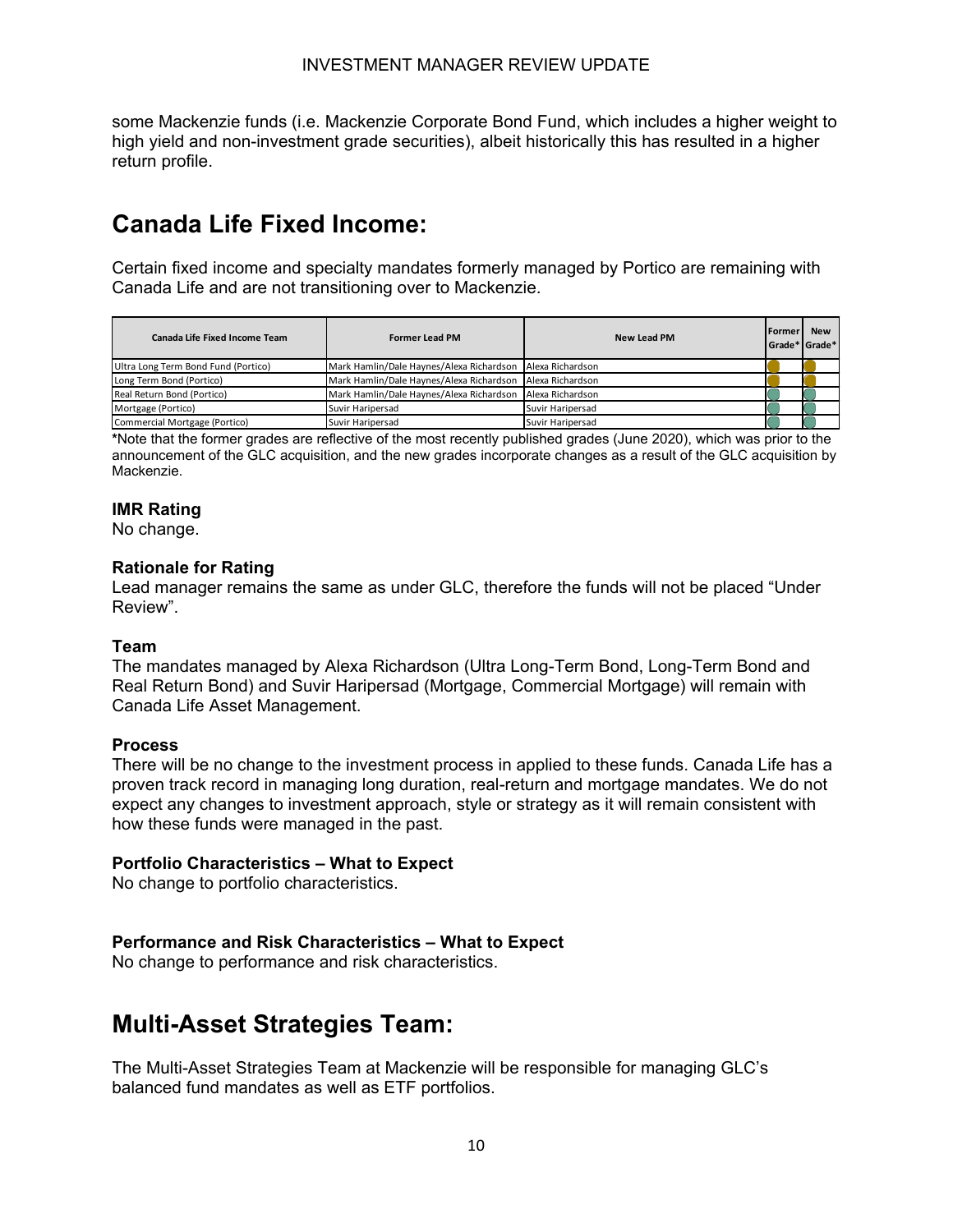some Mackenzie funds (i.e. Mackenzie Corporate Bond Fund, which includes a higher weight to high yield and non-investment grade securities), albeit historically this has resulted in a higher return profile.

## Canada Life Fixed Income:

Certain fixed income and specialty mandates formerly managed by Portico are remaining with Canada Life and are not transitioning over to Mackenzie.

| Canada Life Fixed Income Team | Former Lead PM | New Lead PM | Former Grade* | New Grade* |
|---|---|---|---|---|
| Ultra Long Term Bond Fund (Portico) | Mark Hamlin/Dale Haynes/Alexa Richardson | Alexa Richardson | | |
| Long Term Bond (Portico) | Mark Hamlin/Dale Haynes/Alexa Richardson | Alexa Richardson | | |
| Real Return Bond (Portico) | Mark Hamlin/Dale Haynes/Alexa Richardson | Alexa Richardson | | |
| Mortgage (Portico) | Suvir Haripersad | Suvir Haripersad | | |
| Commercial Mortgage (Portico) | Suvir Haripersad | Suvir Haripersad | | |

*Note that the former grades are reflective of the most recently published grades (June 2020), which was prior to the announcement of the GLC acquisition, and the new grades incorporate changes as a result of the GLC acquisition by Mackenzie.

**IMR Rating**
No change.

**Rationale for Rating**
Lead manager remains the same as under GLC, therefore the funds will not be placed "Under Review".

**Team**
The mandates managed by Alexa Richardson (Ultra Long-Term Bond, Long-Term Bond and Real Return Bond) and Suvir Haripersad (Mortgage, Commercial Mortgage) will remain with Canada Life Asset Management.

**Process**
There will be no change to the investment process in applied to these funds. Canada Life has a proven track record in managing long duration, real-return and mortgage mandates. We do not expect any changes to investment approach, style or strategy as it will remain consistent with how these funds were managed in the past.

**Portfolio Characteristics – What to Expect**
No change to portfolio characteristics.

**Performance and Risk Characteristics – What to Expect**
No change to performance and risk characteristics.

## Multi-Asset Strategies Team:

The Multi-Asset Strategies Team at Mackenzie will be responsible for managing GLC's balanced fund mandates as well as ETF portfolios.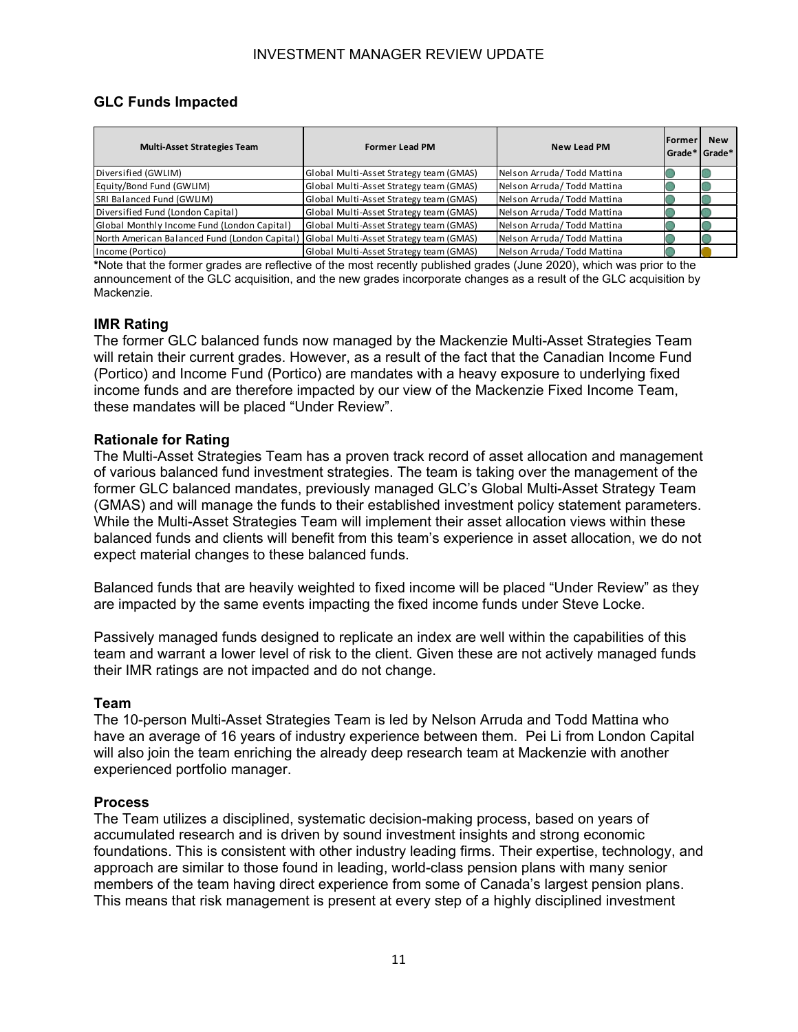## GLC Funds Impacted

| Multi-Asset Strategies Team | Former Lead PM | New Lead PM | Former Grade* | New Grade* |
|---|---|---|---|---|
| Diversified (GWLIM) | Global Multi-Asset Strategy team (GMAS) | Nelson Arruda/ Todd Mattina | Green | Green |
| Equity/Bond Fund (GWLIM) | Global Multi-Asset Strategy team (GMAS) | Nelson Arruda/ Todd Mattina | Green | Green |
| SRI Balanced Fund (GWLIM) | Global Multi-Asset Strategy team (GMAS) | Nelson Arruda/ Todd Mattina | Green | Green |
| Diversified Fund (London Capital) | Global Multi-Asset Strategy team (GMAS) | Nelson Arruda/ Todd Mattina | Green | Green |
| Global Monthly Income Fund (London Capital) | Global Multi-Asset Strategy team (GMAS) | Nelson Arruda/ Todd Mattina | Green | Green |
| North American Balanced Fund (London Capital) | Global Multi-Asset Strategy team (GMAS) | Nelson Arruda/ Todd Mattina | Green | Green |
| Income (Portico) | Global Multi-Asset Strategy team (GMAS) | Nelson Arruda/ Todd Mattina | Green | Yellow |

*Note that the former grades are reflective of the most recently published grades (June 2020), which was prior to the announcement of the GLC acquisition, and the new grades incorporate changes as a result of the GLC acquisition by Mackenzie.

### IMR Rating

The former GLC balanced funds now managed by the Mackenzie Multi-Asset Strategies Team will retain their current grades. However, as a result of the fact that the Canadian Income Fund (Portico) and Income Fund (Portico) are mandates with a heavy exposure to underlying fixed income funds and are therefore impacted by our view of the Mackenzie Fixed Income Team, these mandates will be placed "Under Review".

### Rationale for Rating

The Multi-Asset Strategies Team has a proven track record of asset allocation and management of various balanced fund investment strategies. The team is taking over the management of the former GLC balanced mandates, previously managed GLC's Global Multi-Asset Strategy Team (GMAS) and will manage the funds to their established investment policy statement parameters. While the Multi-Asset Strategies Team will implement their asset allocation views within these balanced funds and clients will benefit from this team's experience in asset allocation, we do not expect material changes to these balanced funds.

Balanced funds that are heavily weighted to fixed income will be placed "Under Review" as they are impacted by the same events impacting the fixed income funds under Steve Locke.

Passively managed funds designed to replicate an index are well within the capabilities of this team and warrant a lower level of risk to the client. Given these are not actively managed funds their IMR ratings are not impacted and do not change.

### Team

The 10-person Multi-Asset Strategies Team is led by Nelson Arruda and Todd Mattina who have an average of 16 years of industry experience between them. Pei Li from London Capital will also join the team enriching the already deep research team at Mackenzie with another experienced portfolio manager.

### Process

The Team utilizes a disciplined, systematic decision-making process, based on years of accumulated research and is driven by sound investment insights and strong economic foundations. This is consistent with other industry leading firms. Their expertise, technology, and approach are similar to those found in leading, world-class pension plans with many senior members of the team having direct experience from some of Canada's largest pension plans. This means that risk management is present at every step of a highly disciplined investment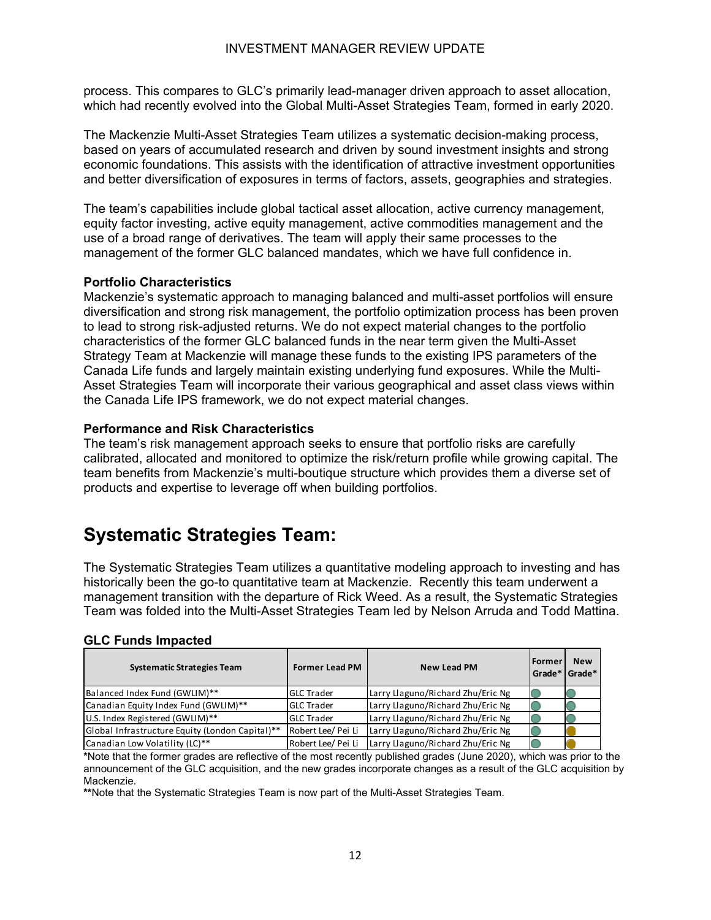process. This compares to GLC's primarily lead-manager driven approach to asset allocation, which had recently evolved into the Global Multi-Asset Strategies Team, formed in early 2020.

The Mackenzie Multi-Asset Strategies Team utilizes a systematic decision-making process, based on years of accumulated research and driven by sound investment insights and strong economic foundations. This assists with the identification of attractive investment opportunities and better diversification of exposures in terms of factors, assets, geographies and strategies.

The team's capabilities include global tactical asset allocation, active currency management, equity factor investing, active equity management, active commodities management and the use of a broad range of derivatives. The team will apply their same processes to the management of the former GLC balanced mandates, which we have full confidence in.

### Portfolio Characteristics

Mackenzie's systematic approach to managing balanced and multi-asset portfolios will ensure diversification and strong risk management, the portfolio optimization process has been proven to lead to strong risk-adjusted returns. We do not expect material changes to the portfolio characteristics of the former GLC balanced funds in the near term given the Multi-Asset Strategy Team at Mackenzie will manage these funds to the existing IPS parameters of the Canada Life funds and largely maintain existing underlying fund exposures. While the Multi-Asset Strategies Team will incorporate their various geographical and asset class views within the Canada Life IPS framework, we do not expect material changes.

### Performance and Risk Characteristics

The team's risk management approach seeks to ensure that portfolio risks are carefully calibrated, allocated and monitored to optimize the risk/return profile while growing capital. The team benefits from Mackenzie's multi-boutique structure which provides them a diverse set of products and expertise to leverage off when building portfolios.

## Systematic Strategies Team:

The Systematic Strategies Team utilizes a quantitative modeling approach to investing and has historically been the go-to quantitative team at Mackenzie. Recently this team underwent a management transition with the departure of Rick Weed. As a result, the Systematic Strategies Team was folded into the Multi-Asset Strategies Team led by Nelson Arruda and Todd Mattina.

### GLC Funds Impacted

| Systematic Strategies Team | Former Lead PM | New Lead PM | Former Grade* | New Grade* |
|---|---|---|---|---|
| Balanced Index Fund (GWLIM)** | GLC Trader | Larry Llaguno/Richard Zhu/Eric Ng | Green | Green |
| Canadian Equity Index Fund (GWLIM)** | GLC Trader | Larry Llaguno/Richard Zhu/Eric Ng | Green | Green |
| U.S. Index Registered (GWLIM)** | GLC Trader | Larry Llaguno/Richard Zhu/Eric Ng | Green | Green |
| Global Infrastructure Equity (London Capital)** | Robert Lee/ Pei Li | Larry Llaguno/Richard Zhu/Eric Ng | Green | Yellow |
| Canadian Low Volatility (LC)** | Robert Lee/ Pei Li | Larry Llaguno/Richard Zhu/Eric Ng | Green | Yellow |

*Note that the former grades are reflective of the most recently published grades (June 2020), which was prior to the announcement of the GLC acquisition, and the new grades incorporate changes as a result of the GLC acquisition by Mackenzie.

**Note that the Systematic Strategies Team is now part of the Multi-Asset Strategies Team.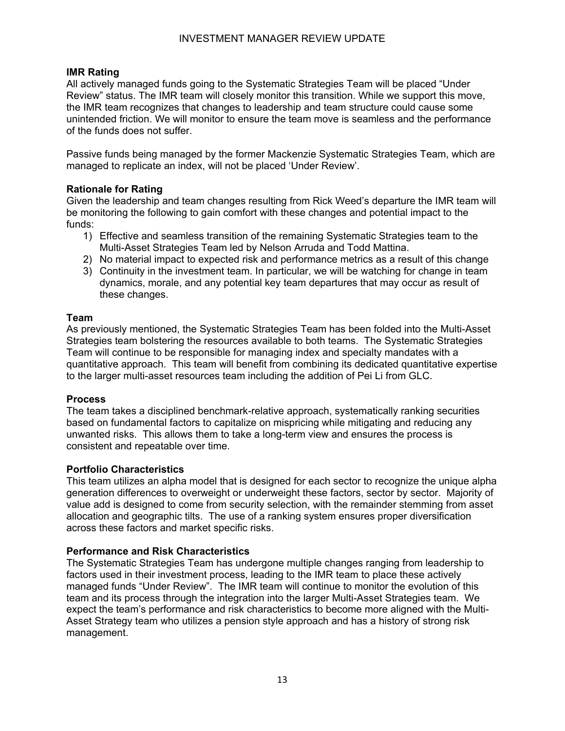**IMR Rating**
All actively managed funds going to the Systematic Strategies Team will be placed "Under Review" status. The IMR team will closely monitor this transition. While we support this move, the IMR team recognizes that changes to leadership and team structure could cause some unintended friction. We will monitor to ensure the team move is seamless and the performance of the funds does not suffer.

Passive funds being managed by the former Mackenzie Systematic Strategies Team, which are managed to replicate an index, will not be placed 'Under Review'.

**Rationale for Rating**
Given the leadership and team changes resulting from Rick Weed's departure the IMR team will be monitoring the following to gain comfort with these changes and potential impact to the funds:

1) Effective and seamless transition of the remaining Systematic Strategies team to the Multi-Asset Strategies Team led by Nelson Arruda and Todd Mattina.
2) No material impact to expected risk and performance metrics as a result of this change
3) Continuity in the investment team. In particular, we will be watching for change in team dynamics, morale, and any potential key team departures that may occur as result of these changes.

**Team**
As previously mentioned, the Systematic Strategies Team has been folded into the Multi-Asset Strategies team bolstering the resources available to both teams. The Systematic Strategies Team will continue to be responsible for managing index and specialty mandates with a quantitative approach. This team will benefit from combining its dedicated quantitative expertise to the larger multi-asset resources team including the addition of Pei Li from GLC.

**Process**
The team takes a disciplined benchmark-relative approach, systematically ranking securities based on fundamental factors to capitalize on mispricing while mitigating and reducing any unwanted risks. This allows them to take a long-term view and ensures the process is consistent and repeatable over time.

**Portfolio Characteristics**
This team utilizes an alpha model that is designed for each sector to recognize the unique alpha generation differences to overweight or underweight these factors, sector by sector. Majority of value add is designed to come from security selection, with the remainder stemming from asset allocation and geographic tilts. The use of a ranking system ensures proper diversification across these factors and market specific risks.

**Performance and Risk Characteristics**
The Systematic Strategies Team has undergone multiple changes ranging from leadership to factors used in their investment process, leading to the IMR team to place these actively managed funds "Under Review". The IMR team will continue to monitor the evolution of this team and its process through the integration into the larger Multi-Asset Strategies team. We expect the team's performance and risk characteristics to become more aligned with the Multi-Asset Strategy team who utilizes a pension style approach and has a history of strong risk management.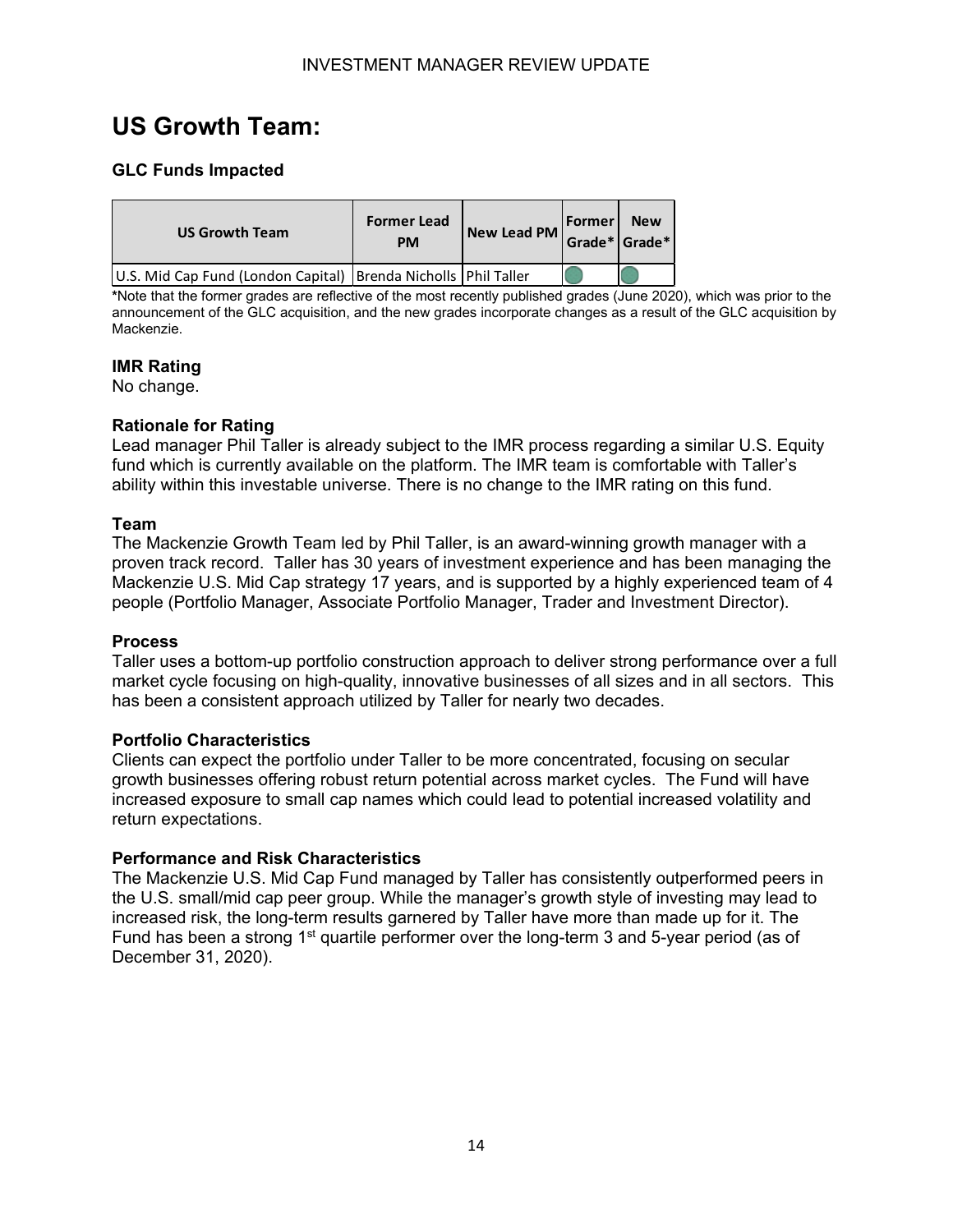# US Growth Team:

### GLC Funds Impacted

| US Growth Team | Former Lead PM | New Lead PM | Former Grade* | New Grade* |
|---|---|---|---|---|
| U.S. Mid Cap Fund (London Capital) | Brenda Nicholls | Phil Taller | ● | ● |

*Note that the former grades are reflective of the most recently published grades (June 2020), which was prior to the announcement of the GLC acquisition, and the new grades incorporate changes as a result of the GLC acquisition by Mackenzie.

**IMR Rating**
No change.

**Rationale for Rating**
Lead manager Phil Taller is already subject to the IMR process regarding a similar U.S. Equity fund which is currently available on the platform. The IMR team is comfortable with Taller's ability within this investable universe. There is no change to the IMR rating on this fund.

**Team**
The Mackenzie Growth Team led by Phil Taller, is an award-winning growth manager with a proven track record. Taller has 30 years of investment experience and has been managing the Mackenzie U.S. Mid Cap strategy 17 years, and is supported by a highly experienced team of 4 people (Portfolio Manager, Associate Portfolio Manager, Trader and Investment Director).

**Process**
Taller uses a bottom-up portfolio construction approach to deliver strong performance over a full market cycle focusing on high-quality, innovative businesses of all sizes and in all sectors. This has been a consistent approach utilized by Taller for nearly two decades.

**Portfolio Characteristics**
Clients can expect the portfolio under Taller to be more concentrated, focusing on secular growth businesses offering robust return potential across market cycles. The Fund will have increased exposure to small cap names which could lead to potential increased volatility and return expectations.

**Performance and Risk Characteristics**
The Mackenzie U.S. Mid Cap Fund managed by Taller has consistently outperformed peers in the U.S. small/mid cap peer group. While the manager's growth style of investing may lead to increased risk, the long-term results garnered by Taller have more than made up for it. The Fund has been a strong 1st quartile performer over the long-term 3 and 5-year period (as of December 31, 2020).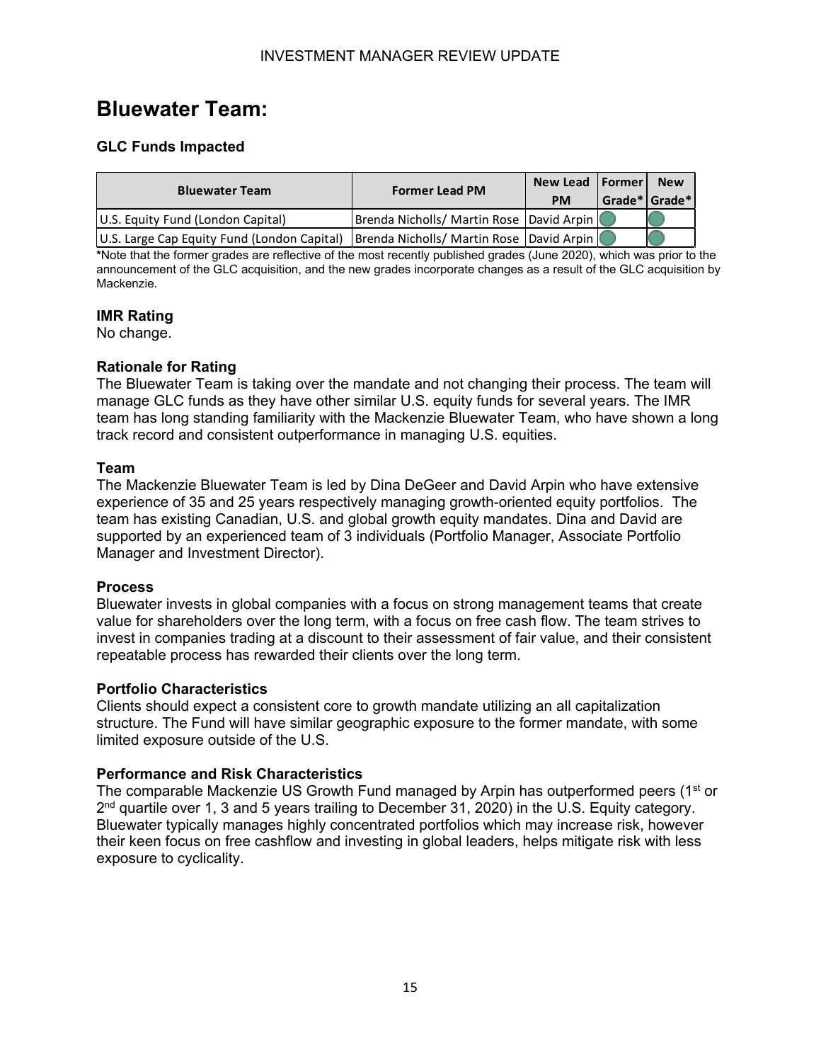## Bluewater Team:

### GLC Funds Impacted

| Bluewater Team | Former Lead PM | New Lead PM | Former Grade* | New Grade* |
|---|---|---|---|---|
| U.S. Equity Fund (London Capital) | Brenda Nicholls/ Martin Rose | David Arpin | ● | ● |
| U.S. Large Cap Equity Fund (London Capital) | Brenda Nicholls/ Martin Rose | David Arpin | ● | ● |

*Note that the former grades are reflective of the most recently published grades (June 2020), which was prior to the announcement of the GLC acquisition, and the new grades incorporate changes as a result of the GLC acquisition by Mackenzie.

### IMR Rating

No change.

### Rationale for Rating

The Bluewater Team is taking over the mandate and not changing their process. The team will manage GLC funds as they have other similar U.S. equity funds for several years. The IMR team has long standing familiarity with the Mackenzie Bluewater Team, who have shown a long track record and consistent outperformance in managing U.S. equities.

### Team

The Mackenzie Bluewater Team is led by Dina DeGeer and David Arpin who have extensive experience of 35 and 25 years respectively managing growth-oriented equity portfolios. The team has existing Canadian, U.S. and global growth equity mandates. Dina and David are supported by an experienced team of 3 individuals (Portfolio Manager, Associate Portfolio Manager and Investment Director).

### Process

Bluewater invests in global companies with a focus on strong management teams that create value for shareholders over the long term, with a focus on free cash flow. The team strives to invest in companies trading at a discount to their assessment of fair value, and their consistent repeatable process has rewarded their clients over the long term.

### Portfolio Characteristics

Clients should expect a consistent core to growth mandate utilizing an all capitalization structure. The Fund will have similar geographic exposure to the former mandate, with some limited exposure outside of the U.S.

### Performance and Risk Characteristics

The comparable Mackenzie US Growth Fund managed by Arpin has outperformed peers (1st or 2nd quartile over 1, 3 and 5 years trailing to December 31, 2020) in the U.S. Equity category. Bluewater typically manages highly concentrated portfolios which may increase risk, however their keen focus on free cashflow and investing in global leaders, helps mitigate risk with less exposure to cyclicality.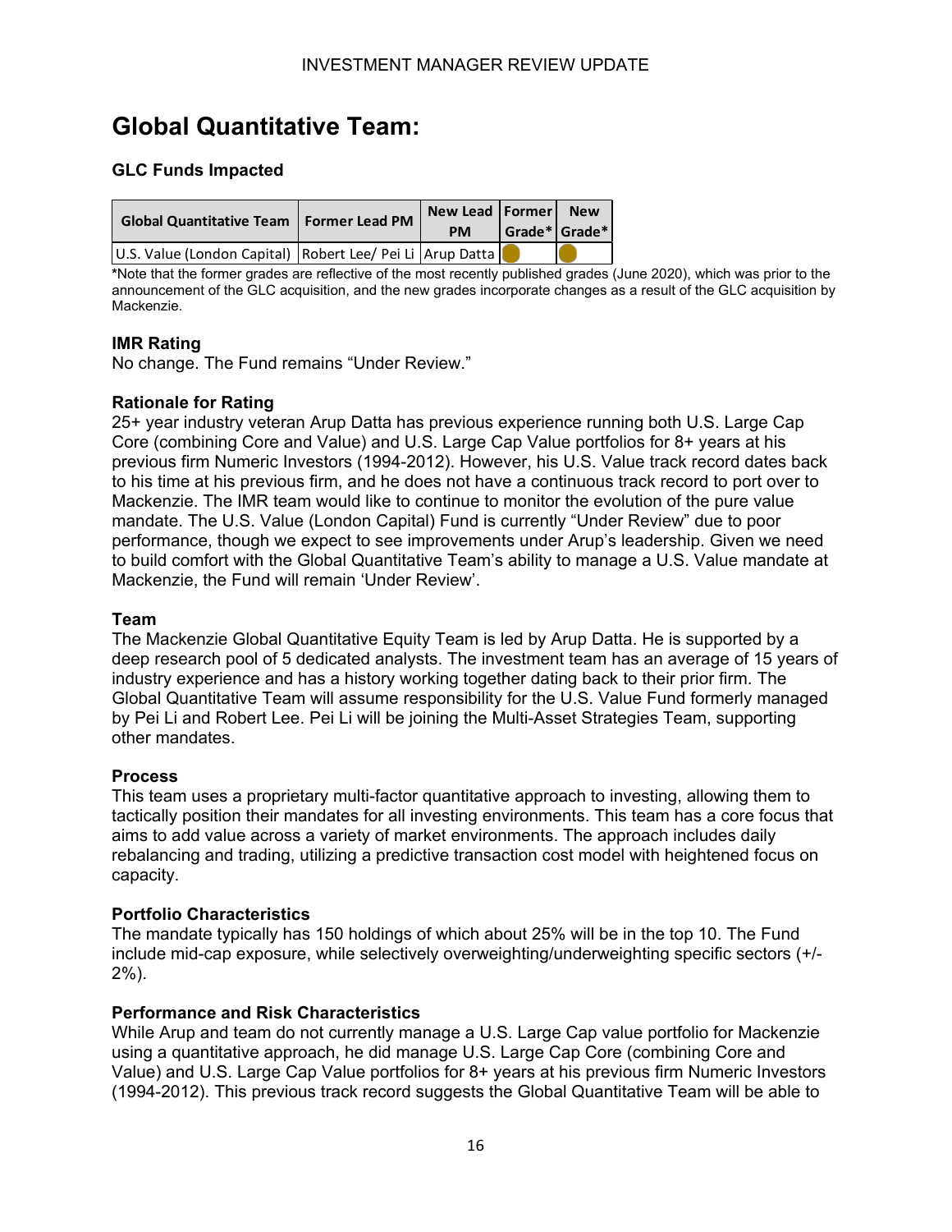# Global Quantitative Team:

### GLC Funds Impacted

| Global Quantitative Team | Former Lead PM | New Lead PM | Former Grade* | New Grade* |
|---|---|---|---|---|
| U.S. Value (London Capital) | Robert Lee/ Pei Li | Arup Datta | | |

*Note that the former grades are reflective of the most recently published grades (June 2020), which was prior to the announcement of the GLC acquisition, and the new grades incorporate changes as a result of the GLC acquisition by Mackenzie.

### IMR Rating

No change. The Fund remains "Under Review."

### Rationale for Rating

25+ year industry veteran Arup Datta has previous experience running both U.S. Large Cap Core (combining Core and Value) and U.S. Large Cap Value portfolios for 8+ years at his previous firm Numeric Investors (1994-2012). However, his U.S. Value track record dates back to his time at his previous firm, and he does not have a continuous track record to port over to Mackenzie. The IMR team would like to continue to monitor the evolution of the pure value mandate. The U.S. Value (London Capital) Fund is currently "Under Review" due to poor performance, though we expect to see improvements under Arup's leadership. Given we need to build comfort with the Global Quantitative Team's ability to manage a U.S. Value mandate at Mackenzie, the Fund will remain 'Under Review'.

### Team

The Mackenzie Global Quantitative Equity Team is led by Arup Datta. He is supported by a deep research pool of 5 dedicated analysts. The investment team has an average of 15 years of industry experience and has a history working together dating back to their prior firm. The Global Quantitative Team will assume responsibility for the U.S. Value Fund formerly managed by Pei Li and Robert Lee. Pei Li will be joining the Multi-Asset Strategies Team, supporting other mandates.

### Process

This team uses a proprietary multi-factor quantitative approach to investing, allowing them to tactically position their mandates for all investing environments. This team has a core focus that aims to add value across a variety of market environments. The approach includes daily rebalancing and trading, utilizing a predictive transaction cost model with heightened focus on capacity.

### Portfolio Characteristics

The mandate typically has 150 holdings of which about 25% will be in the top 10. The Fund include mid-cap exposure, while selectively overweighting/underweighting specific sectors (+/- 2%).

### Performance and Risk Characteristics

While Arup and team do not currently manage a U.S. Large Cap value portfolio for Mackenzie using a quantitative approach, he did manage U.S. Large Cap Core (combining Core and Value) and U.S. Large Cap Value portfolios for 8+ years at his previous firm Numeric Investors (1994-2012). This previous track record suggests the Global Quantitative Team will be able to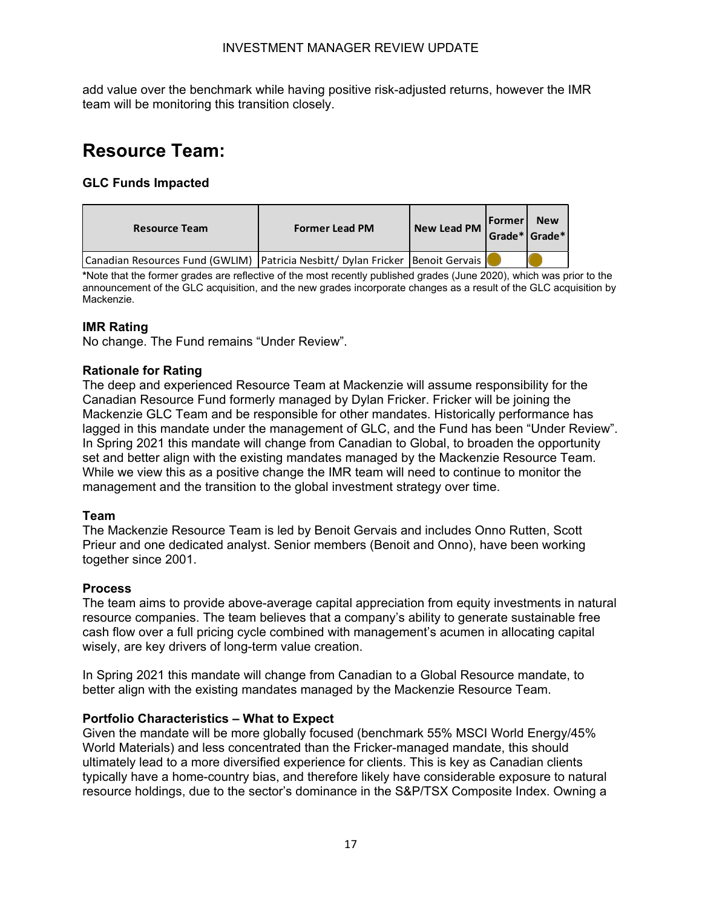add value over the benchmark while having positive risk-adjusted returns, however the IMR team will be monitoring this transition closely.

# Resource Team:

**GLC Funds Impacted**

| Resource Team | Former Lead PM | New Lead PM | Former Grade* | New Grade* |
|---|---|---|---|---|
| Canadian Resources Fund (GWLIM) | Patricia Nesbitt/ Dylan Fricker | Benoit Gervais | | |

*Note that the former grades are reflective of the most recently published grades (June 2020), which was prior to the announcement of the GLC acquisition, and the new grades incorporate changes as a result of the GLC acquisition by Mackenzie.

**IMR Rating**

No change. The Fund remains "Under Review".

**Rationale for Rating**

The deep and experienced Resource Team at Mackenzie will assume responsibility for the Canadian Resource Fund formerly managed by Dylan Fricker. Fricker will be joining the Mackenzie GLC Team and be responsible for other mandates. Historically performance has lagged in this mandate under the management of GLC, and the Fund has been "Under Review". In Spring 2021 this mandate will change from Canadian to Global, to broaden the opportunity set and better align with the existing mandates managed by the Mackenzie Resource Team. While we view this as a positive change the IMR team will need to continue to monitor the management and the transition to the global investment strategy over time.

**Team**

The Mackenzie Resource Team is led by Benoit Gervais and includes Onno Rutten, Scott Prieur and one dedicated analyst. Senior members (Benoit and Onno), have been working together since 2001.

**Process**

The team aims to provide above-average capital appreciation from equity investments in natural resource companies. The team believes that a company's ability to generate sustainable free cash flow over a full pricing cycle combined with management's acumen in allocating capital wisely, are key drivers of long-term value creation.

In Spring 2021 this mandate will change from Canadian to a Global Resource mandate, to better align with the existing mandates managed by the Mackenzie Resource Team.

**Portfolio Characteristics – What to Expect**

Given the mandate will be more globally focused (benchmark 55% MSCI World Energy/45% World Materials) and less concentrated than the Fricker-managed mandate, this should ultimately lead to a more diversified experience for clients. This is key as Canadian clients typically have a home-country bias, and therefore likely have considerable exposure to natural resource holdings, due to the sector's dominance in the S&P/TSX Composite Index. Owning a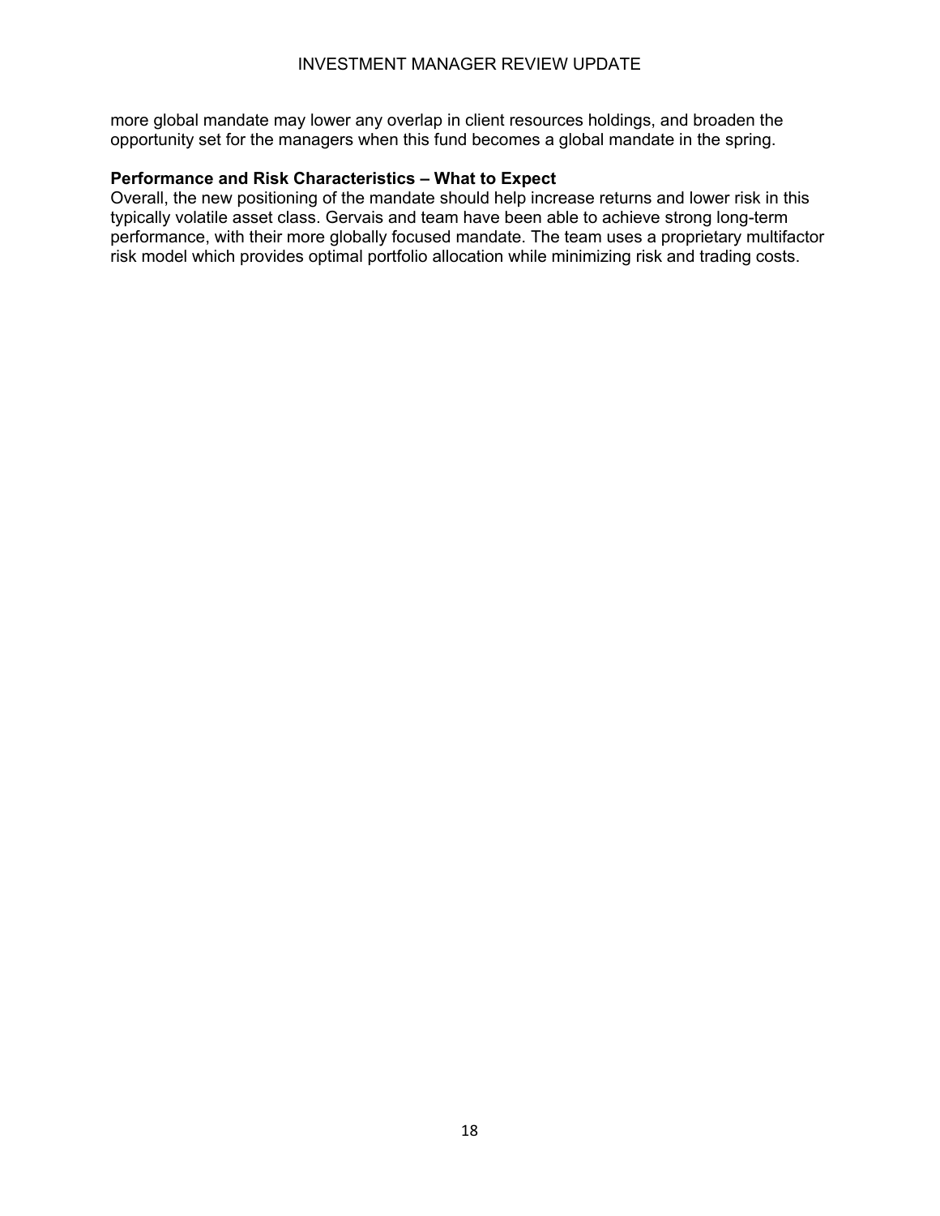more global mandate may lower any overlap in client resources holdings, and broaden the opportunity set for the managers when this fund becomes a global mandate in the spring.

**Performance and Risk Characteristics – What to Expect**

Overall, the new positioning of the mandate should help increase returns and lower risk in this typically volatile asset class. Gervais and team have been able to achieve strong long-term performance, with their more globally focused mandate. The team uses a proprietary multifactor risk model which provides optimal portfolio allocation while minimizing risk and trading costs.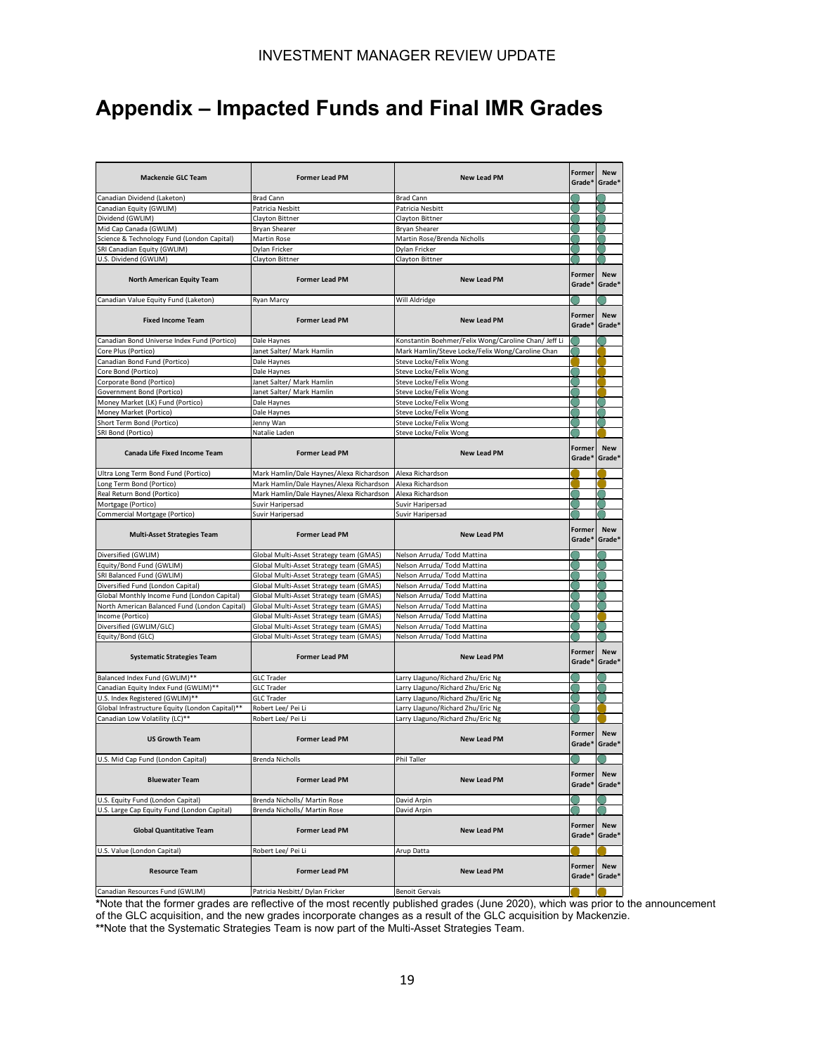# Appendix – Impacted Funds and Final IMR Grades

| Mackenzie GLC Team | Former Lead PM | New Lead PM | Former Grade* | New Grade* |
|---|---|---|---|---|
| Canadian Dividend (Laketon) | Brad Cann | Brad Cann | Green | Green |
| Canadian Equity (GWLIM) | Patricia Nesbitt | Patricia Nesbitt | Green | Green |
| Dividend (GWLIM) | Clayton Bittner | Clayton Bittner | Green | Green |
| Mid Cap Canada (GWLIM) | Bryan Shearer | Bryan Shearer | Green | Green |
| Science & Technology Fund (London Capital) | Martin Rose | Martin Rose/Brenda Nicholls | Green | Green |
| SRI Canadian Equity (GWLIM) | Dylan Fricker | Dylan Fricker | Green | Green |
| U.S. Dividend (GWLIM) | Clayton Bittner | Clayton Bittner | Green | Green |
| **North American Equity Team** | **Former Lead PM** | **New Lead PM** | **Former Grade*** | **New Grade*** |
| Canadian Value Equity Fund (Laketon) | Ryan Marcy | Will Aldridge | Green | Green |
| **Fixed Income Team** | **Former Lead PM** | **New Lead PM** | **Former Grade*** | **New Grade*** |
| Canadian Bond Universe Index Fund (Portico) | Dale Haynes | Konstantin Boehmer/Felix Wong/Caroline Chan/ Jeff Li | Green | Green |
| Core Plus (Portico) | Janet Salter/ Mark Hamlin | Mark Hamlin/Steve Locke/Felix Wong/Caroline Chan | Green | Yellow |
| Canadian Bond Fund (Portico) | Dale Haynes | Steve Locke/Felix Wong | Yellow | Yellow |
| Core Bond (Portico) | Dale Haynes | Steve Locke/Felix Wong | Green | Yellow |
| Corporate Bond (Portico) | Janet Salter/ Mark Hamlin | Steve Locke/Felix Wong | Green | Yellow |
| Government Bond (Portico) | Janet Salter/ Mark Hamlin | Steve Locke/Felix Wong | Green | Yellow |
| Money Market (LK) Fund (Portico) | Dale Haynes | Steve Locke/Felix Wong | Green | Green |
| Money Market (Portico) | Dale Haynes | Steve Locke/Felix Wong | Green | Green |
| Short Term Bond (Portico) | Jenny Wan | Steve Locke/Felix Wong | Green | Green |
| SRI Bond (Portico) | Natalie Laden | Steve Locke/Felix Wong | Green | Yellow |
| **Canada Life Fixed Income Team** | **Former Lead PM** | **New Lead PM** | **Former Grade*** | **New Grade*** |
| Ultra Long Term Bond Fund (Portico) | Mark Hamlin/Dale Haynes/Alexa Richardson | Alexa Richardson | Yellow | Yellow |
| Long Term Bond (Portico) | Mark Hamlin/Dale Haynes/Alexa Richardson | Alexa Richardson | Yellow | Yellow |
| Real Return Bond (Portico) | Mark Hamlin/Dale Haynes/Alexa Richardson | Alexa Richardson | Green | Green |
| Mortgage (Portico) | Suvir Haripersad | Suvir Haripersad | Green | Green |
| Commercial Mortgage (Portico) | Suvir Haripersad | Suvir Haripersad | Green | Green |
| **Multi-Asset Strategies Team** | **Former Lead PM** | **New Lead PM** | **Former Grade*** | **New Grade*** |
| Diversified (GWLIM) | Global Multi-Asset Strategy team (GMAS) | Nelson Arruda/ Todd Mattina | Green | Green |
| Equity/Bond Fund (GWLIM) | Global Multi-Asset Strategy team (GMAS) | Nelson Arruda/ Todd Mattina | Green | Green |
| SRI Balanced Fund (GWLIM) | Global Multi-Asset Strategy team (GMAS) | Nelson Arruda/ Todd Mattina | Green | Green |
| Diversified Fund (London Capital) | Global Multi-Asset Strategy team (GMAS) | Nelson Arruda/ Todd Mattina | Green | Green |
| Global Monthly Income Fund (London Capital) | Global Multi-Asset Strategy team (GMAS) | Nelson Arruda/ Todd Mattina | Green | Green |
| North American Balanced Fund (London Capital) | Global Multi-Asset Strategy team (GMAS) | Nelson Arruda/ Todd Mattina | Green | Green |
| Income (Portico) | Global Multi-Asset Strategy team (GMAS) | Nelson Arruda/ Todd Mattina | Green | Yellow |
| Diversified (GWLIM/GLC) | Global Multi-Asset Strategy team (GMAS) | Nelson Arruda/ Todd Mattina | Green | Green |
| Equity/Bond (GLC) | Global Multi-Asset Strategy team (GMAS) | Nelson Arruda/ Todd Mattina | Green | Green |
| **Systematic Strategies Team** | **Former Lead PM** | **New Lead PM** | **Former Grade*** | **New Grade*** |
| Balanced Index Fund (GWLIM)** | GLC Trader | Larry Llaguno/Richard Zhu/Eric Ng | Green | Green |
| Canadian Equity Index Fund (GWLIM)** | GLC Trader | Larry Llaguno/Richard Zhu/Eric Ng | Green | Green |
| U.S. Index Registered (GWLIM)** | GLC Trader | Larry Llaguno/Richard Zhu/Eric Ng | Green | Green |
| Global Infrastructure Equity (London Capital)** | Robert Lee/ Pei Li | Larry Llaguno/Richard Zhu/Eric Ng | Green | Yellow |
| Canadian Low Volatility (LC)** | Robert Lee/ Pei Li | Larry Llaguno/Richard Zhu/Eric Ng | Green | Yellow |
| **US Growth Team** | **Former Lead PM** | **New Lead PM** | **Former Grade*** | **New Grade*** |
| U.S. Mid Cap Fund (London Capital) | Brenda Nicholls | Phil Taller | Green | Green |
| **Bluewater Team** | **Former Lead PM** | **New Lead PM** | **Former Grade*** | **New Grade*** |
| U.S. Equity Fund (London Capital) | Brenda Nicholls/ Martin Rose | David Arpin | Green | Green |
| U.S. Large Cap Equity Fund (London Capital) | Brenda Nicholls/ Martin Rose | David Arpin | Green | Green |
| **Global Quantitative Team** | **Former Lead PM** | **New Lead PM** | **Former Grade*** | **New Grade*** |
| U.S. Value (London Capital) | Robert Lee/ Pei Li | Arup Datta | Yellow | Yellow |
| **Resource Team** | **Former Lead PM** | **New Lead PM** | **Former Grade*** | **New Grade*** |
| Canadian Resources Fund (GWLIM) | Patricia Nesbitt/ Dylan Fricker | Benoit Gervais | Yellow | Yellow |

*Note that the former grades are reflective of the most recently published grades (June 2020), which was prior to the announcement of the GLC acquisition, and the new grades incorporate changes as a result of the GLC acquisition by Mackenzie.

**Note that the Systematic Strategies Team is now part of the Multi-Asset Strategies Team.